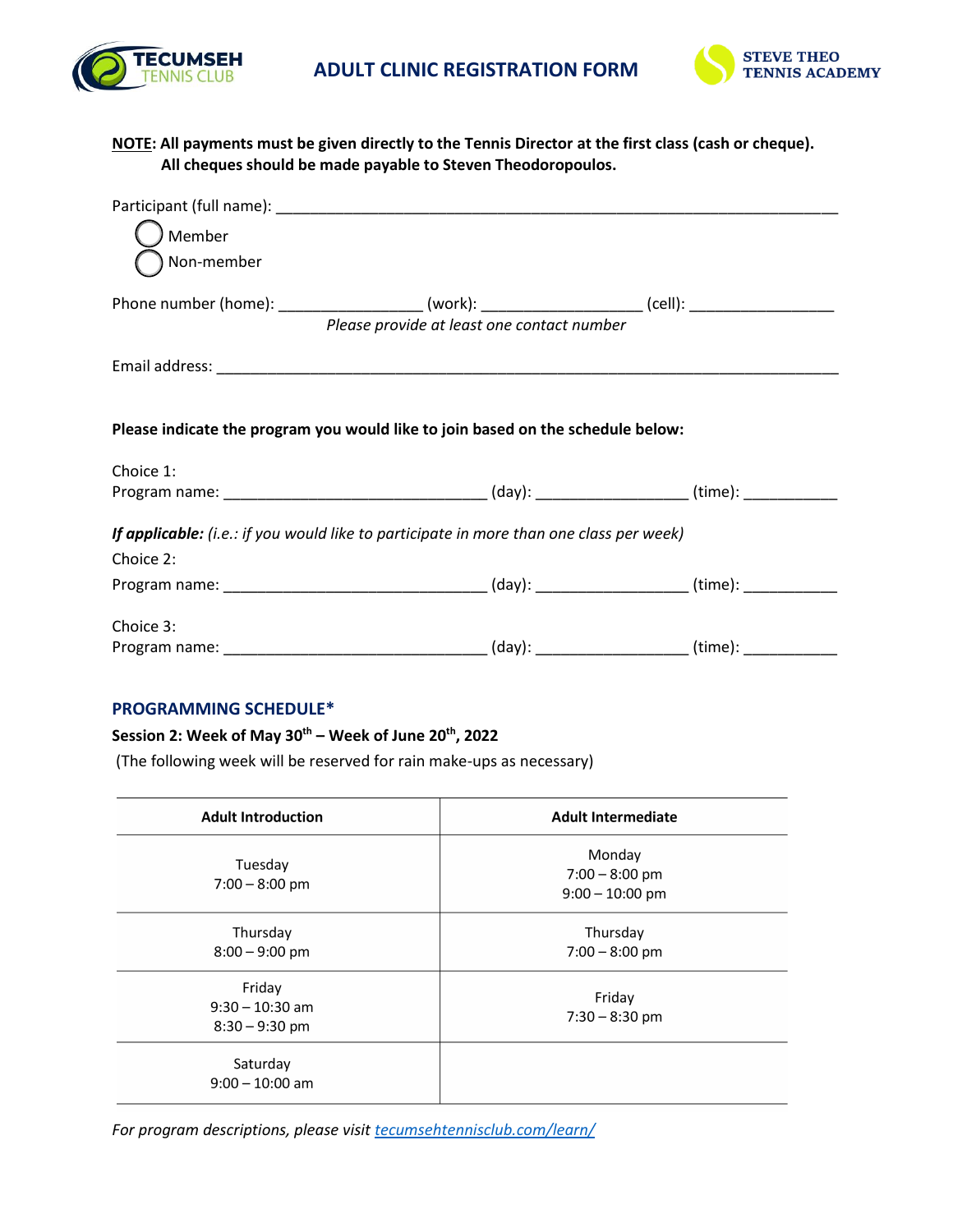TECUMSEH TENNIS CLUB

# ADULT CLINIC REGISTRATION FORM

STEVE THEO TENNIS ACADEMY

**NOTE: All payments must be given directly to the Tennis Director at the first class (cash or cheque). All cheques should be made payable to Steven Theodoropoulos.**

Participant (full name): ____________________________________________________________

- ◯ Member
- ◯ Non-member

Phone number (home): ________________ (work): __________________ (cell): ________________

*Please provide at least one contact number*

Email address: ______________________________________________________________________

**Please indicate the program you would like to join based on the schedule below:**

Choice 1:
Program name: _____________________________ (day): ________________ (time): __________

***If applicable:*** *(i.e.: if you would like to participate in more than one class per week)*

Choice 2:
Program name: _____________________________ (day): ________________ (time): __________

Choice 3:
Program name: _____________________________ (day): ________________ (time): __________

## PROGRAMMING SCHEDULE*

**Session 2: Week of May 30th – Week of June 20th, 2022**

(The following week will be reserved for rain make-ups as necessary)

| Adult Introduction | Adult Intermediate |
| --- | --- |
| Tuesday<br>7:00 – 8:00 pm | Monday<br>7:00 – 8:00 pm<br>9:00 – 10:00 pm |
| Thursday<br>8:00 – 9:00 pm | Thursday<br>7:00 – 8:00 pm |
| Friday<br>9:30 – 10:30 am<br>8:30 – 9:30 pm | Friday<br>7:30 – 8:30 pm |
| Saturday<br>9:00 – 10:00 am | |

*For program descriptions, please visit [tecumsehtennisclub.com/learn/](tecumsehtennisclub.com/learn/)*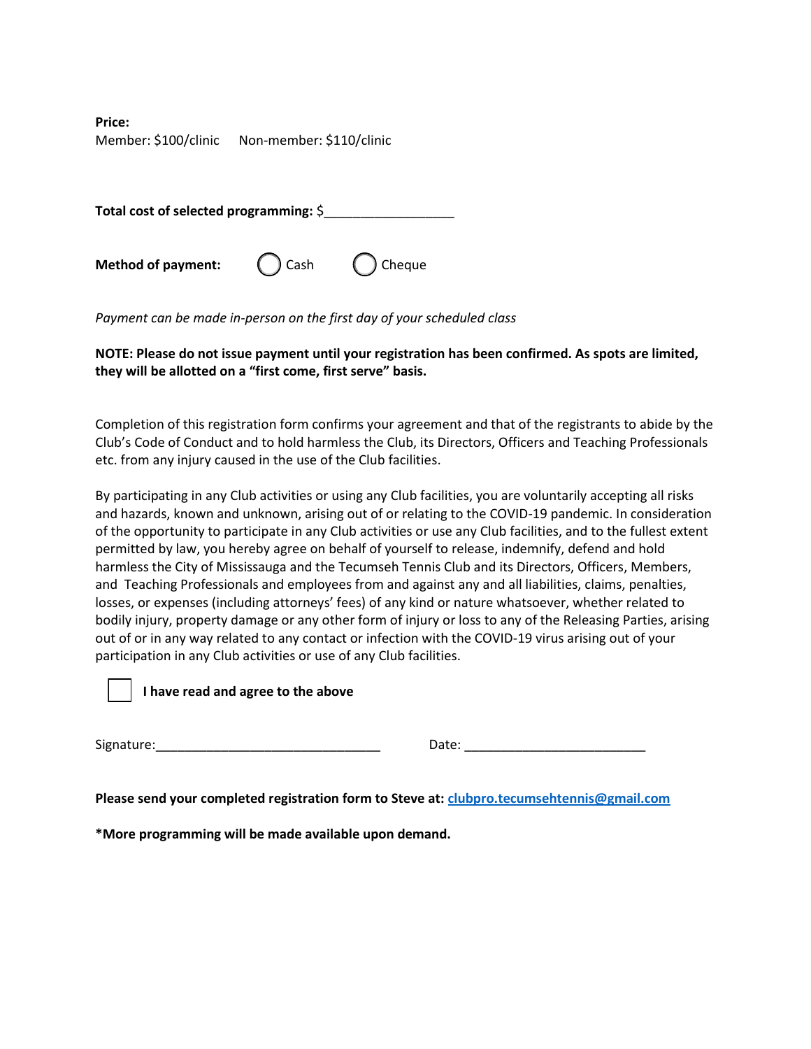**Price:**

Member: $100/clinic     Non-member: $110/clinic

**Total cost of selected programming:** $_________________

**Method of payment:** ◯ Cash ◯ Cheque

*Payment can be made in-person on the first day of your scheduled class*

**NOTE: Please do not issue payment until your registration has been confirmed. As spots are limited, they will be allotted on a "first come, first serve" basis.**

Completion of this registration form confirms your agreement and that of the registrants to abide by the Club's Code of Conduct and to hold harmless the Club, its Directors, Officers and Teaching Professionals etc. from any injury caused in the use of the Club facilities.

By participating in any Club activities or using any Club facilities, you are voluntarily accepting all risks and hazards, known and unknown, arising out of or relating to the COVID-19 pandemic. In consideration of the opportunity to participate in any Club activities or use any Club facilities, and to the fullest extent permitted by law, you hereby agree on behalf of yourself to release, indemnify, defend and hold harmless the City of Mississauga and the Tecumseh Tennis Club and its Directors, Officers, Members, and Teaching Professionals and employees from and against any and all liabilities, claims, penalties, losses, or expenses (including attorneys' fees) of any kind or nature whatsoever, whether related to bodily injury, property damage or any other form of injury or loss to any of the Releasing Parties, arising out of or in any way related to any contact or infection with the COVID-19 virus arising out of your participation in any Club activities or use of any Club facilities.

☐ **I have read and agree to the above**

Signature:_______________________________     Date: _________________________

**Please send your completed registration form to Steve at:** [clubpro.tecumsehtennis@gmail.com](mailto:clubpro.tecumsehtennis@gmail.com)

**\*More programming will be made available upon demand.**